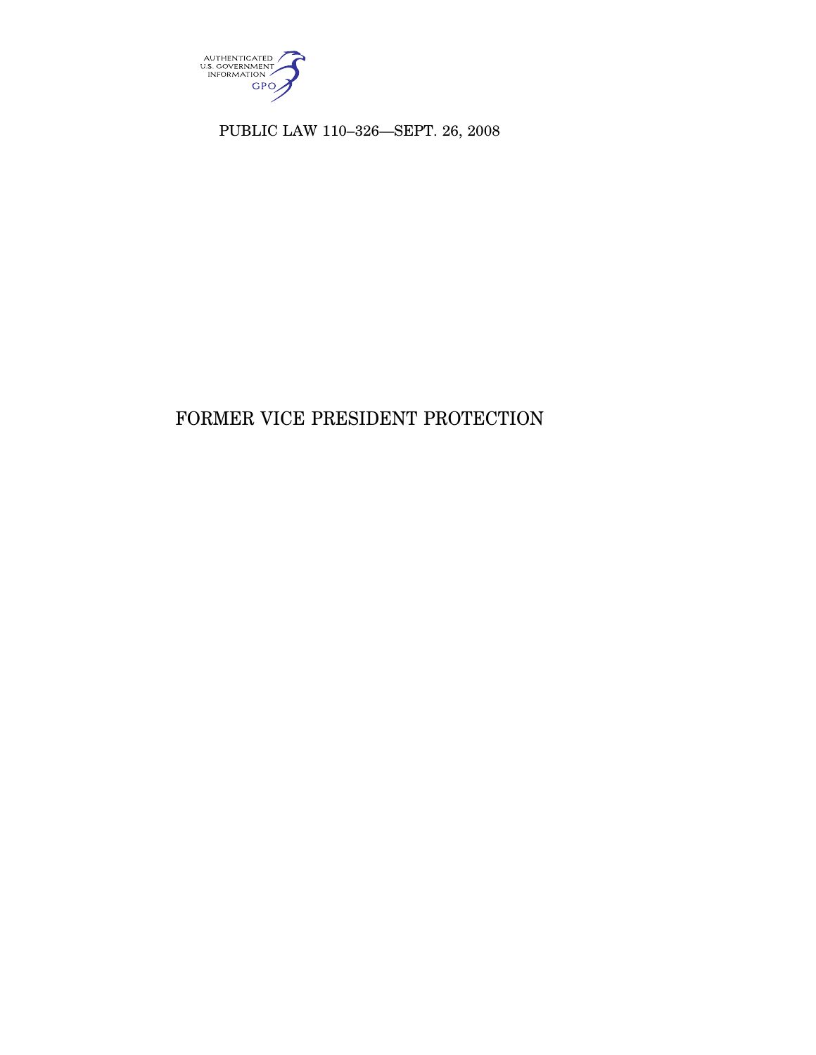PUBLIC LAW 110–326—SEPT. 26, 2008

# FORMER VICE PRESIDENT PROTECTION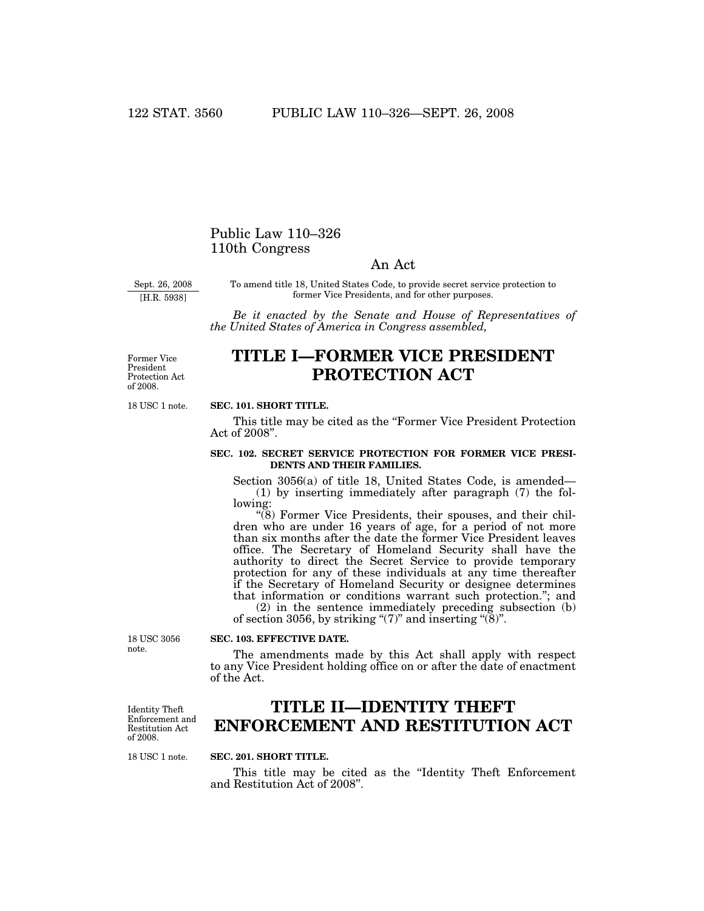Public Law 110–326
110th Congress

An Act

Sept. 26, 2008
[H.R. 5938]

To amend title 18, United States Code, to provide secret service protection to former Vice Presidents, and for other purposes.

*Be it enacted by the Senate and House of Representatives of the United States of America in Congress assembled,*

Former Vice President Protection Act of 2008.

# TITLE I—FORMER VICE PRESIDENT PROTECTION ACT

18 USC 1 note.

**SEC. 101. SHORT TITLE.**

This title may be cited as the "Former Vice President Protection Act of 2008".

**SEC. 102. SECRET SERVICE PROTECTION FOR FORMER VICE PRESIDENTS AND THEIR FAMILIES.**

Section 3056(a) of title 18, United States Code, is amended—

(1) by inserting immediately after paragraph (7) the following:

"(8) Former Vice Presidents, their spouses, and their children who are under 16 years of age, for a period of not more than six months after the date the former Vice President leaves office. The Secretary of Homeland Security shall have the authority to direct the Secret Service to provide temporary protection for any of these individuals at any time thereafter if the Secretary of Homeland Security or designee determines that information or conditions warrant such protection."; and

(2) in the sentence immediately preceding subsection (b) of section 3056, by striking "(7)" and inserting "(8)".

18 USC 3056 note.

**SEC. 103. EFFECTIVE DATE.**

The amendments made by this Act shall apply with respect to any Vice President holding office on or after the date of enactment of the Act.

Identity Theft Enforcement and Restitution Act of 2008.

# TITLE II—IDENTITY THEFT ENFORCEMENT AND RESTITUTION ACT

18 USC 1 note.

**SEC. 201. SHORT TITLE.**

This title may be cited as the "Identity Theft Enforcement and Restitution Act of 2008".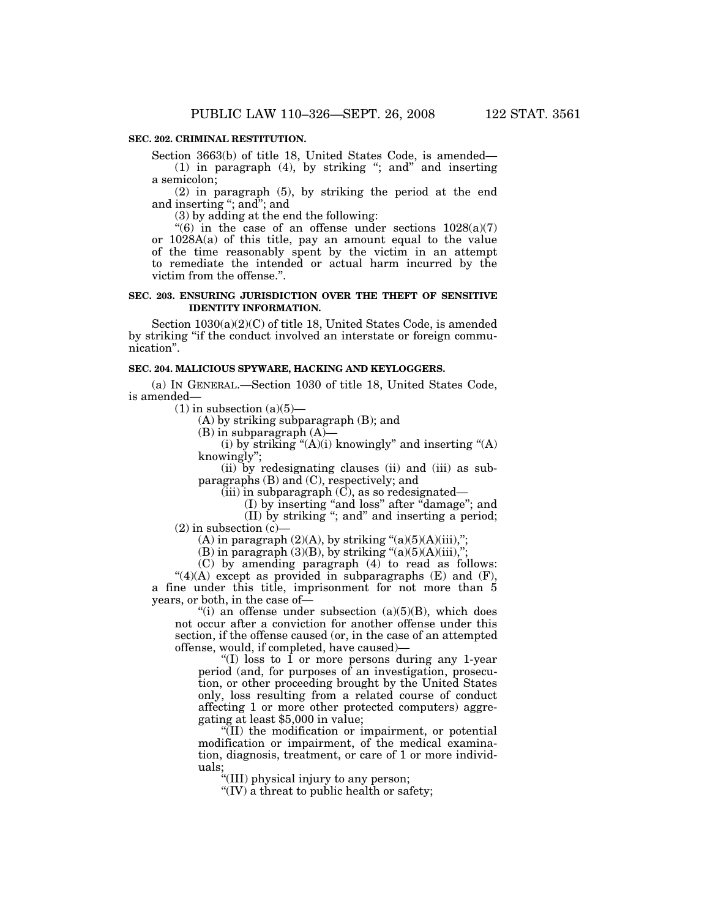**SEC. 202. CRIMINAL RESTITUTION.**

Section 3663(b) of title 18, United States Code, is amended—

(1) in paragraph (4), by striking "; and" and inserting a semicolon;

(2) in paragraph (5), by striking the period at the end and inserting "; and"; and

(3) by adding at the end the following:

"(6) in the case of an offense under sections 1028(a)(7) or 1028A(a) of this title, pay an amount equal to the value of the time reasonably spent by the victim in an attempt to remediate the intended or actual harm incurred by the victim from the offense.".

**SEC. 203. ENSURING JURISDICTION OVER THE THEFT OF SENSITIVE IDENTITY INFORMATION.**

Section 1030(a)(2)(C) of title 18, United States Code, is amended by striking "if the conduct involved an interstate or foreign communication".

**SEC. 204. MALICIOUS SPYWARE, HACKING AND KEYLOGGERS.**

(a) IN GENERAL.—Section 1030 of title 18, United States Code, is amended—

(1) in subsection (a)(5)—

(A) by striking subparagraph (B); and

(B) in subparagraph (A)—

(i) by striking "(A)(i) knowingly" and inserting "(A) knowingly";

(ii) by redesignating clauses (ii) and (iii) as subparagraphs (B) and (C), respectively; and

(iii) in subparagraph (C), as so redesignated—

(I) by inserting "and loss" after "damage"; and

(II) by striking "; and" and inserting a period;

(2) in subsection (c)—

(A) in paragraph (2)(A), by striking "(a)(5)(A)(iii),";

(B) in paragraph (3)(B), by striking "(a)(5)(A)(iii),";

(C) by amending paragraph (4) to read as follows:

"(4)(A) except as provided in subparagraphs (E) and (F), a fine under this title, imprisonment for not more than 5 years, or both, in the case of—

"(i) an offense under subsection (a)(5)(B), which does not occur after a conviction for another offense under this section, if the offense caused (or, in the case of an attempted offense, would, if completed, have caused)—

"(I) loss to 1 or more persons during any 1-year period (and, for purposes of an investigation, prosecution, or other proceeding brought by the United States only, loss resulting from a related course of conduct affecting 1 or more other protected computers) aggregating at least $5,000 in value;

"(II) the modification or impairment, or potential modification or impairment, of the medical examination, diagnosis, treatment, or care of 1 or more individuals;

"(III) physical injury to any person;

"(IV) a threat to public health or safety;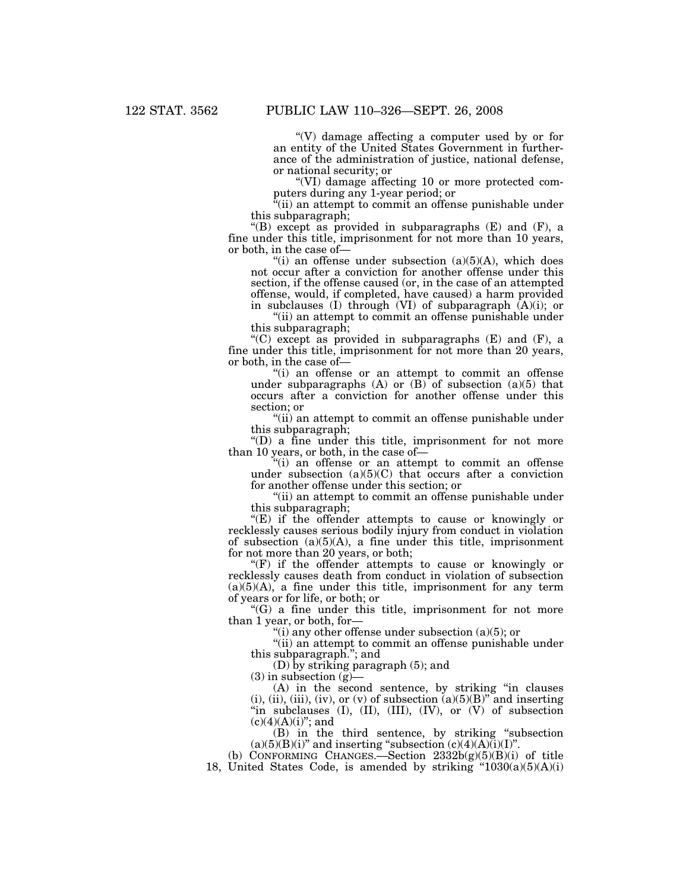"(V) damage affecting a computer used by or for an entity of the United States Government in furtherance of the administration of justice, national defense, or national security; or

"(VI) damage affecting 10 or more protected computers during any 1-year period; or

"(ii) an attempt to commit an offense punishable under this subparagraph;

"(B) except as provided in subparagraphs (E) and (F), a fine under this title, imprisonment for not more than 10 years, or both, in the case of—

"(i) an offense under subsection (a)(5)(A), which does not occur after a conviction for another offense under this section, if the offense caused (or, in the case of an attempted offense, would, if completed, have caused) a harm provided in subclauses (I) through (VI) of subparagraph (A)(i); or

"(ii) an attempt to commit an offense punishable under this subparagraph;

"(C) except as provided in subparagraphs (E) and (F), a fine under this title, imprisonment for not more than 20 years, or both, in the case of—

"(i) an offense or an attempt to commit an offense under subparagraphs (A) or (B) of subsection (a)(5) that occurs after a conviction for another offense under this section; or

"(ii) an attempt to commit an offense punishable under this subparagraph;

"(D) a fine under this title, imprisonment for not more than 10 years, or both, in the case of—

"(i) an offense or an attempt to commit an offense under subsection (a)(5)(C) that occurs after a conviction for another offense under this section; or

"(ii) an attempt to commit an offense punishable under this subparagraph;

"(E) if the offender attempts to cause or knowingly or recklessly causes serious bodily injury from conduct in violation of subsection (a)(5)(A), a fine under this title, imprisonment for not more than 20 years, or both;

"(F) if the offender attempts to cause or knowingly or recklessly causes death from conduct in violation of subsection (a)(5)(A), a fine under this title, imprisonment for any term of years or for life, or both; or

"(G) a fine under this title, imprisonment for not more than 1 year, or both, for—

"(i) any other offense under subsection (a)(5); or

"(ii) an attempt to commit an offense punishable under this subparagraph."; and

(D) by striking paragraph (5); and

(3) in subsection (g)—

(A) in the second sentence, by striking "in clauses (i), (ii), (iii), (iv), or (v) of subsection (a)(5)(B)" and inserting "in subclauses (I), (II), (III), (IV), or (V) of subsection (c)(4)(A)(i)"; and

(B) in the third sentence, by striking "subsection (a)(5)(B)(i)" and inserting "subsection (c)(4)(A)(i)(I)".

(b) CONFORMING CHANGES.—Section 2332b(g)(5)(B)(i) of title 18, United States Code, is amended by striking "1030(a)(5)(A)(i)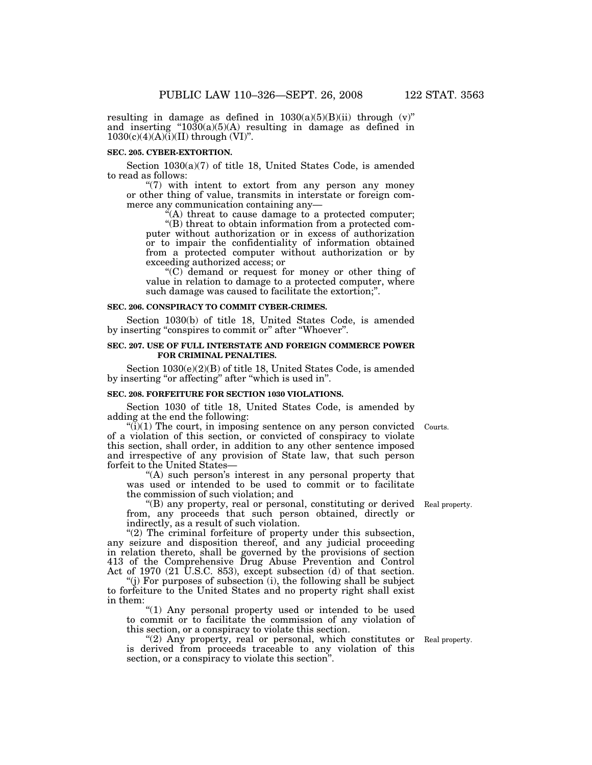resulting in damage as defined in 1030(a)(5)(B)(ii) through (v)" and inserting "1030(a)(5)(A) resulting in damage as defined in 1030(c)(4)(A)(i)(II) through (VI)".

**SEC. 205. CYBER-EXTORTION.**

Section 1030(a)(7) of title 18, United States Code, is amended to read as follows:

"(7) with intent to extort from any person any money or other thing of value, transmits in interstate or foreign commerce any communication containing any—

"(A) threat to cause damage to a protected computer;

"(B) threat to obtain information from a protected computer without authorization or in excess of authorization or to impair the confidentiality of information obtained from a protected computer without authorization or by exceeding authorized access; or

"(C) demand or request for money or other thing of value in relation to damage to a protected computer, where such damage was caused to facilitate the extortion;".

**SEC. 206. CONSPIRACY TO COMMIT CYBER-CRIMES.**

Section 1030(b) of title 18, United States Code, is amended by inserting "conspires to commit or" after "Whoever".

**SEC. 207. USE OF FULL INTERSTATE AND FOREIGN COMMERCE POWER FOR CRIMINAL PENALTIES.**

Section 1030(e)(2)(B) of title 18, United States Code, is amended by inserting "or affecting" after "which is used in".

**SEC. 208. FORFEITURE FOR SECTION 1030 VIOLATIONS.**

Section 1030 of title 18, United States Code, is amended by adding at the end the following:

Courts.

"(i)(1) The court, in imposing sentence on any person convicted of a violation of this section, or convicted of conspiracy to violate this section, shall order, in addition to any other sentence imposed and irrespective of any provision of State law, that such person forfeit to the United States—

"(A) such person's interest in any personal property that was used or intended to be used to commit or to facilitate the commission of such violation; and

Real property.

"(B) any property, real or personal, constituting or derived from, any proceeds that such person obtained, directly or indirectly, as a result of such violation.

"(2) The criminal forfeiture of property under this subsection, any seizure and disposition thereof, and any judicial proceeding in relation thereto, shall be governed by the provisions of section 413 of the Comprehensive Drug Abuse Prevention and Control Act of 1970 (21 U.S.C. 853), except subsection (d) of that section.

"(j) For purposes of subsection (i), the following shall be subject to forfeiture to the United States and no property right shall exist in them:

"(1) Any personal property used or intended to be used to commit or to facilitate the commission of any violation of this section, or a conspiracy to violate this section.

Real property.

"(2) Any property, real or personal, which constitutes or is derived from proceeds traceable to any violation of this section, or a conspiracy to violate this section".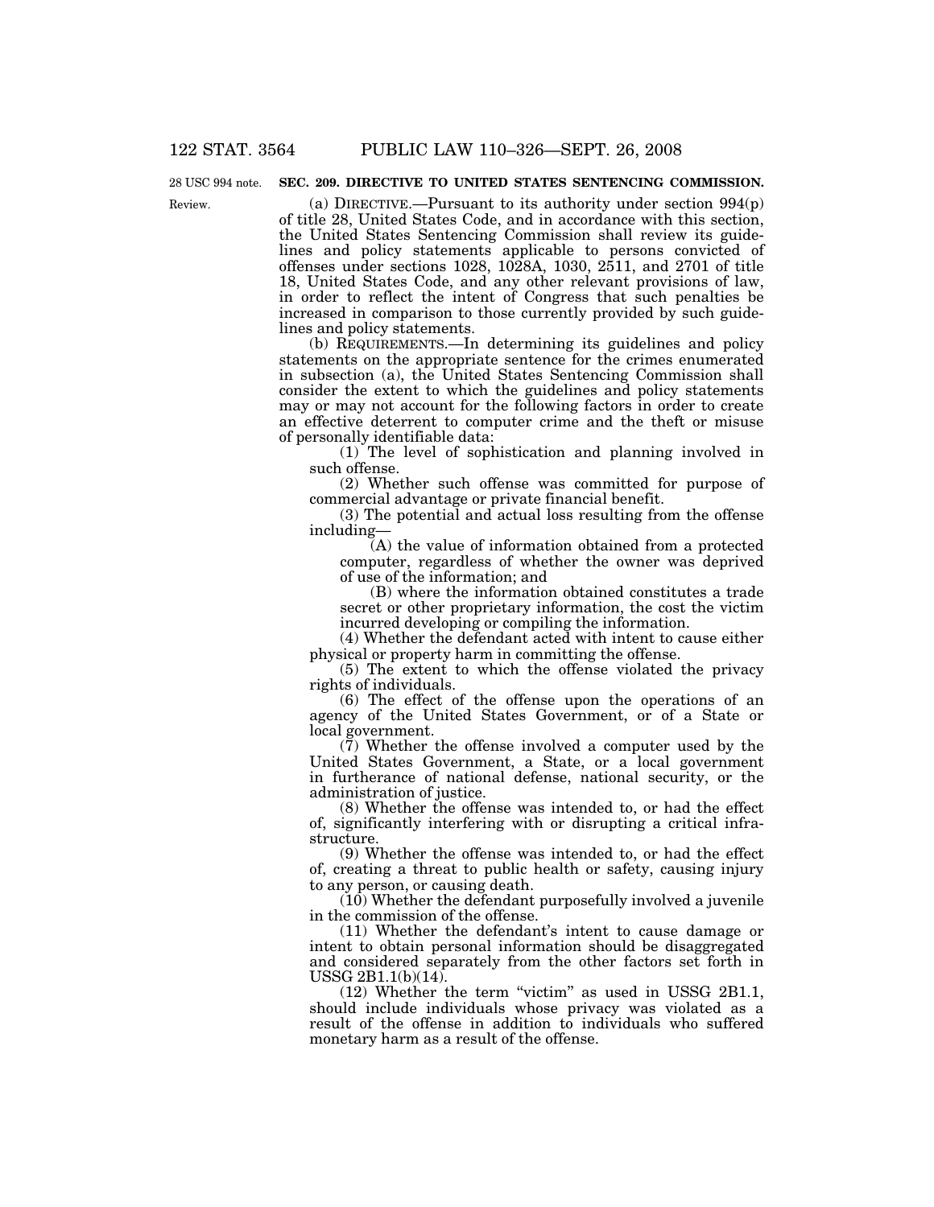## SEC. 209. DIRECTIVE TO UNITED STATES SENTENCING COMMISSION.

28 USC 994 note.

Review.

(a) DIRECTIVE.—Pursuant to its authority under section 994(p) of title 28, United States Code, and in accordance with this section, the United States Sentencing Commission shall review its guidelines and policy statements applicable to persons convicted of offenses under sections 1028, 1028A, 1030, 2511, and 2701 of title 18, United States Code, and any other relevant provisions of law, in order to reflect the intent of Congress that such penalties be increased in comparison to those currently provided by such guidelines and policy statements.

(b) REQUIREMENTS.—In determining its guidelines and policy statements on the appropriate sentence for the crimes enumerated in subsection (a), the United States Sentencing Commission shall consider the extent to which the guidelines and policy statements may or may not account for the following factors in order to create an effective deterrent to computer crime and the theft or misuse of personally identifiable data:

(1) The level of sophistication and planning involved in such offense.

(2) Whether such offense was committed for purpose of commercial advantage or private financial benefit.

(3) The potential and actual loss resulting from the offense including—

(A) the value of information obtained from a protected computer, regardless of whether the owner was deprived of use of the information; and

(B) where the information obtained constitutes a trade secret or other proprietary information, the cost the victim incurred developing or compiling the information.

(4) Whether the defendant acted with intent to cause either physical or property harm in committing the offense.

(5) The extent to which the offense violated the privacy rights of individuals.

(6) The effect of the offense upon the operations of an agency of the United States Government, or of a State or local government.

(7) Whether the offense involved a computer used by the United States Government, a State, or a local government in furtherance of national defense, national security, or the administration of justice.

(8) Whether the offense was intended to, or had the effect of, significantly interfering with or disrupting a critical infrastructure.

(9) Whether the offense was intended to, or had the effect of, creating a threat to public health or safety, causing injury to any person, or causing death.

(10) Whether the defendant purposefully involved a juvenile in the commission of the offense.

(11) Whether the defendant's intent to cause damage or intent to obtain personal information should be disaggregated and considered separately from the other factors set forth in USSG 2B1.1(b)(14).

(12) Whether the term "victim" as used in USSG 2B1.1, should include individuals whose privacy was violated as a result of the offense in addition to individuals who suffered monetary harm as a result of the offense.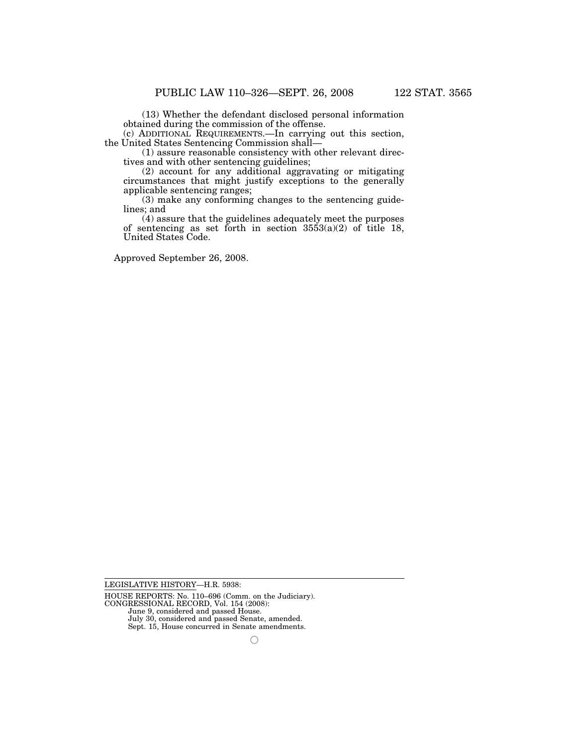(13) Whether the defendant disclosed personal information obtained during the commission of the offense.

(c) ADDITIONAL REQUIREMENTS.—In carrying out this section, the United States Sentencing Commission shall—

(1) assure reasonable consistency with other relevant directives and with other sentencing guidelines;

(2) account for any additional aggravating or mitigating circumstances that might justify exceptions to the generally applicable sentencing ranges;

(3) make any conforming changes to the sentencing guidelines; and

(4) assure that the guidelines adequately meet the purposes of sentencing as set forth in section 3553(a)(2) of title 18, United States Code.

Approved September 26, 2008.

---

LEGISLATIVE HISTORY—H.R. 5938:

HOUSE REPORTS: No. 110–696 (Comm. on the Judiciary).
CONGRESSIONAL RECORD, Vol. 154 (2008):
June 9, considered and passed House.
July 30, considered and passed Senate, amended.
Sept. 15, House concurred in Senate amendments.

○